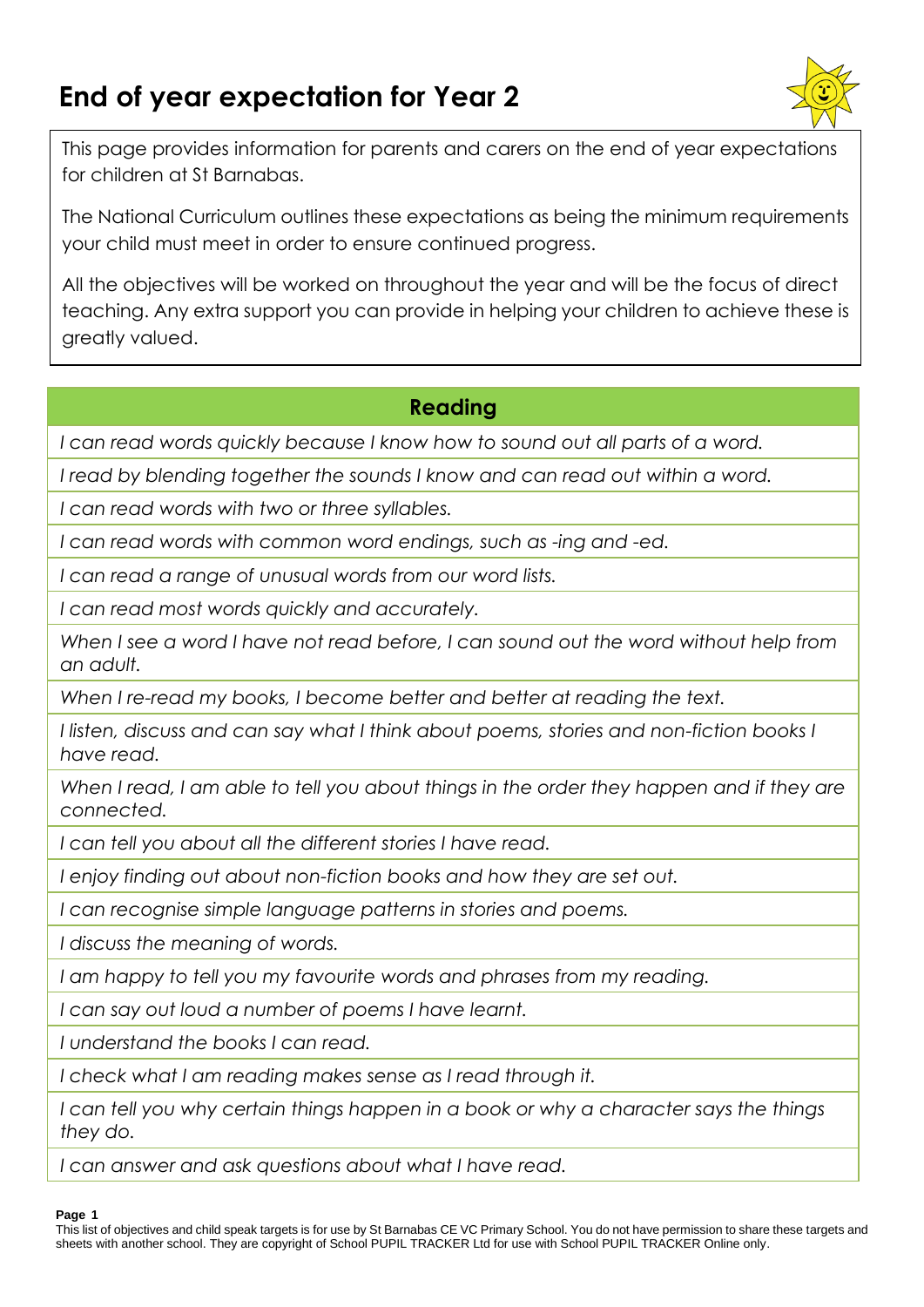# End of year expectation for Year 2

This page provides information for parents and carers on the end of year expectations for children at St Barnabas.

The National Curriculum outlines these expectations as being the minimum requirements your child must meet in order to ensure continued progress.

All the objectives will be worked on throughout the year and will be the focus of direct teaching. Any extra support you can provide in helping your children to achieve these is greatly valued.

| Reading |
| --- |
| *I can read words quickly because I know how to sound out all parts of a word.* |
| *I read by blending together the sounds I know and can read out within a word.* |
| *I can read words with two or three syllables.* |
| *I can read words with common word endings, such as -ing and -ed.* |
| *I can read a range of unusual words from our word lists.* |
| *I can read most words quickly and accurately.* |
| *When I see a word I have not read before, I can sound out the word without help from an adult.* |
| *When I re-read my books, I become better and better at reading the text.* |
| *I listen, discuss and can say what I think about poems, stories and non-fiction books I have read.* |
| *When I read, I am able to tell you about things in the order they happen and if they are connected.* |
| *I can tell you about all the different stories I have read.* |
| *I enjoy finding out about non-fiction books and how they are set out.* |
| *I can recognise simple language patterns in stories and poems.* |
| *I discuss the meaning of words.* |
| *I am happy to tell you my favourite words and phrases from my reading.* |
| *I can say out loud a number of poems I have learnt.* |
| *I understand the books I can read.* |
| *I check what I am reading makes sense as I read through it.* |
| *I can tell you why certain things happen in a book or why a character says the things they do.* |
| *I can answer and ask questions about what I have read.* |

This list of objectives and child speak targets is for use by St Barnabas CE VC Primary School. You do not have permission to share these targets and sheets with another school. They are copyright of School PUPIL TRACKER Ltd for use with School PUPIL TRACKER Online only.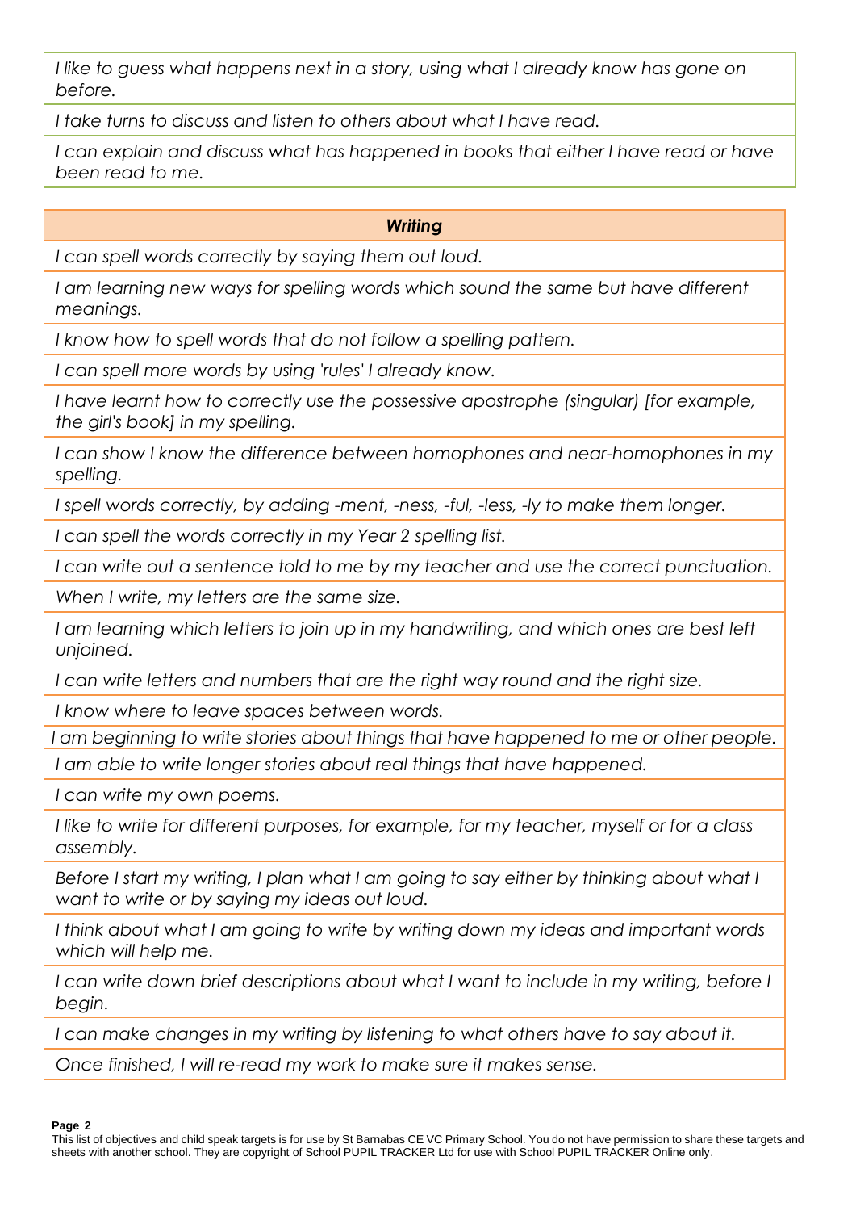| |
|---|
| *I like to guess what happens next in a story, using what I already know has gone on before.* |
| *I take turns to discuss and listen to others about what I have read.* |
| *I can explain and discuss what has happened in books that either I have read or have been read to me.* |

| ***Writing*** |
|---|
| *I can spell words correctly by saying them out loud.* |
| *I am learning new ways for spelling words which sound the same but have different meanings.* |
| *I know how to spell words that do not follow a spelling pattern.* |
| *I can spell more words by using 'rules' I already know.* |
| *I have learnt how to correctly use the possessive apostrophe (singular) [for example, the girl's book] in my spelling.* |
| *I can show I know the difference between homophones and near-homophones in my spelling.* |
| *I spell words correctly, by adding -ment, -ness, -ful, -less, -ly to make them longer.* |
| *I can spell the words correctly in my Year 2 spelling list.* |
| *I can write out a sentence told to me by my teacher and use the correct punctuation.* |
| *When I write, my letters are the same size.* |
| *I am learning which letters to join up in my handwriting, and which ones are best left unjoined.* |
| *I can write letters and numbers that are the right way round and the right size.* |
| *I know where to leave spaces between words.* |
| *I am beginning to write stories about things that have happened to me or other people.* |
| *I am able to write longer stories about real things that have happened.* |
| *I can write my own poems.* |
| *I like to write for different purposes, for example, for my teacher, myself or for a class assembly.* |
| *Before I start my writing, I plan what I am going to say either by thinking about what I want to write or by saying my ideas out loud.* |
| *I think about what I am going to write by writing down my ideas and important words which will help me.* |
| *I can write down brief descriptions about what I want to include in my writing, before I begin.* |
| *I can make changes in my writing by listening to what others have to say about it.* |
| *Once finished, I will re-read my work to make sure it makes sense.* |

This list of objectives and child speak targets is for use by St Barnabas CE VC Primary School. You do not have permission to share these targets and sheets with another school. They are copyright of School PUPIL TRACKER Ltd for use with School PUPIL TRACKER Online only.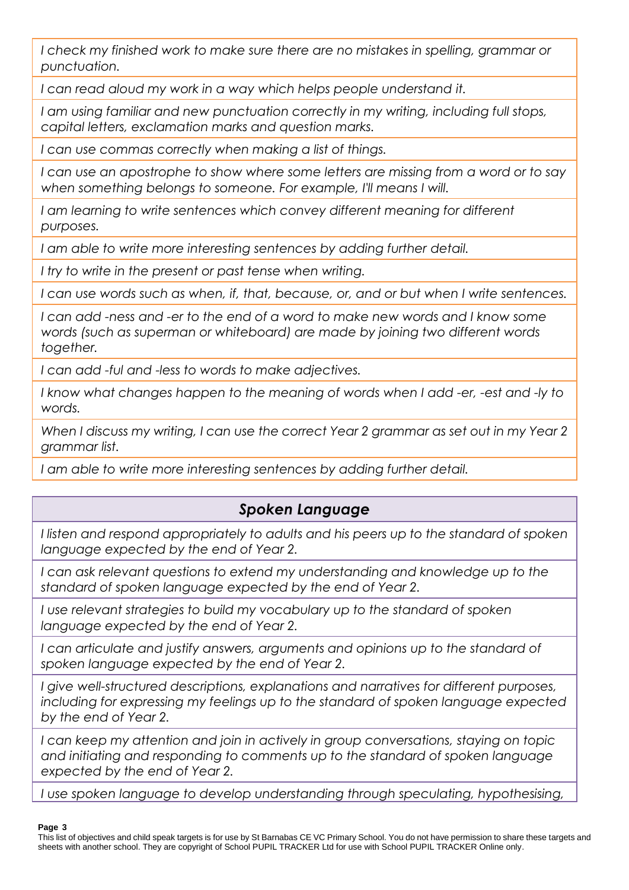| |
|---|
| *I check my finished work to make sure there are no mistakes in spelling, grammar or punctuation.* |
| *I can read aloud my work in a way which helps people understand it.* |
| *I am using familiar and new punctuation correctly in my writing, including full stops, capital letters, exclamation marks and question marks.* |
| *I can use commas correctly when making a list of things.* |
| *I can use an apostrophe to show where some letters are missing from a word or to say when something belongs to someone. For example, I'll means I will.* |
| *I am learning to write sentences which convey different meaning for different purposes.* |
| *I am able to write more interesting sentences by adding further detail.* |
| *I try to write in the present or past tense when writing.* |
| *I can use words such as when, if, that, because, or, and or but when I write sentences.* |
| *I can add -ness and -er to the end of a word to make new words and I know some words (such as superman or whiteboard) are made by joining two different words together.* |
| *I can add -ful and -less to words to make adjectives.* |
| *I know what changes happen to the meaning of words when I add -er, -est and -ly to words.* |
| *When I discuss my writing, I can use the correct Year 2 grammar as set out in my Year 2 grammar list.* |
| *I am able to write more interesting sentences by adding further detail.* |

| ***Spoken Language*** |
|---|
| *I listen and respond appropriately to adults and his peers up to the standard of spoken language expected by the end of Year 2.* |
| *I can ask relevant questions to extend my understanding and knowledge up to the standard of spoken language expected by the end of Year 2.* |
| *I use relevant strategies to build my vocabulary up to the standard of spoken language expected by the end of Year 2.* |
| *I can articulate and justify answers, arguments and opinions up to the standard of spoken language expected by the end of Year 2.* |
| *I give well-structured descriptions, explanations and narratives for different purposes, including for expressing my feelings up to the standard of spoken language expected by the end of Year 2.* |
| *I can keep my attention and join in actively in group conversations, staying on topic and initiating and responding to comments up to the standard of spoken language expected by the end of Year 2.* |
| *I use spoken language to develop understanding through speculating, hypothesising,* |

This list of objectives and child speak targets is for use by St Barnabas CE VC Primary School. You do not have permission to share these targets and sheets with another school. They are copyright of School PUPIL TRACKER Ltd for use with School PUPIL TRACKER Online only.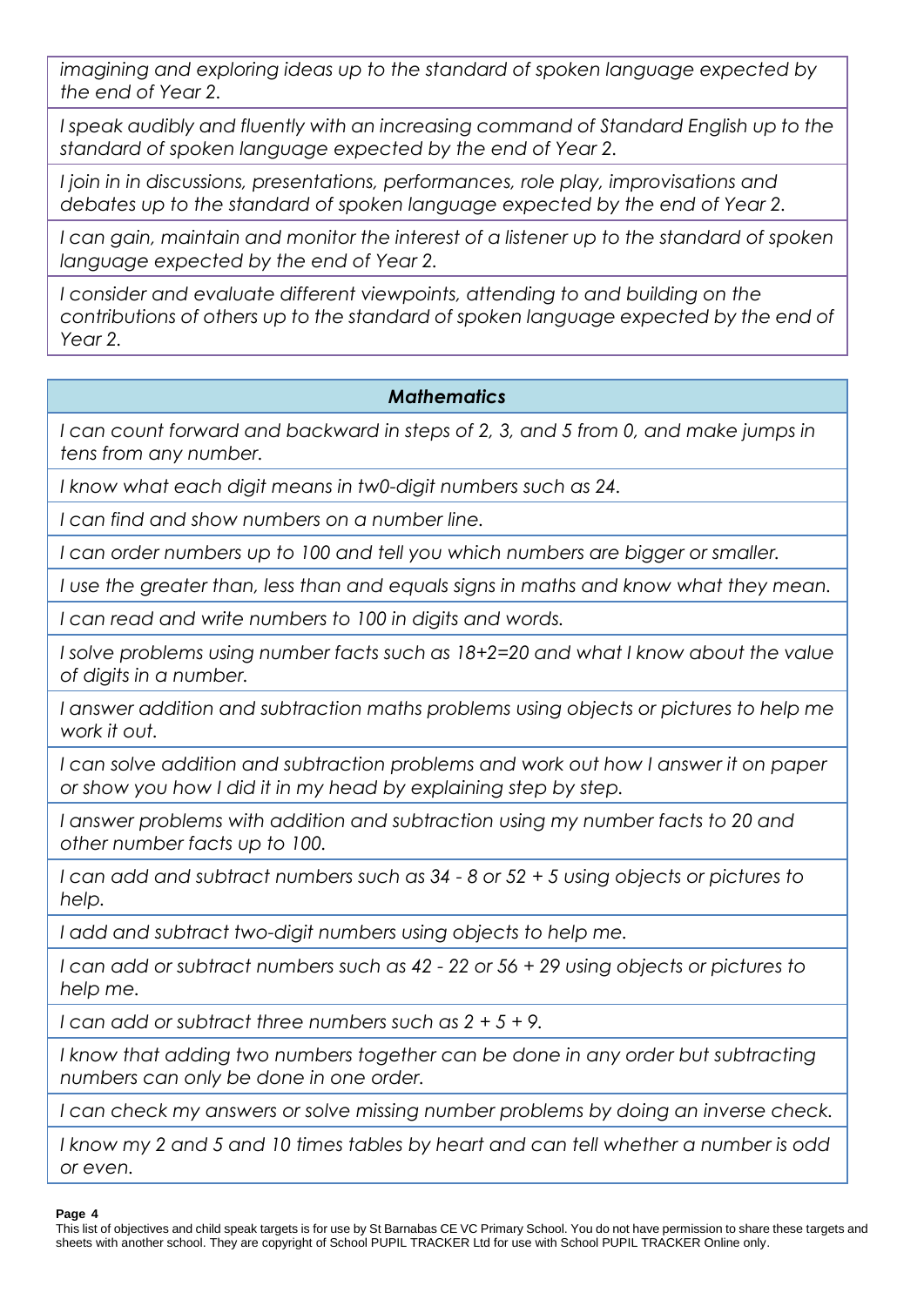*imagining and exploring ideas up to the standard of spoken language expected by the end of Year 2.*

*I speak audibly and fluently with an increasing command of Standard English up to the standard of spoken language expected by the end of Year 2.*

*I join in in discussions, presentations, performances, role play, improvisations and debates up to the standard of spoken language expected by the end of Year 2.*

*I can gain, maintain and monitor the interest of a listener up to the standard of spoken language expected by the end of Year 2.*

*I consider and evaluate different viewpoints, attending to and building on the contributions of others up to the standard of spoken language expected by the end of Year 2.*

| ***Mathematics*** |
|---|
| *I can count forward and backward in steps of 2, 3, and 5 from 0, and make jumps in tens from any number.* |
| *I know what each digit means in tw0-digit numbers such as 24.* |
| *I can find and show numbers on a number line.* |
| *I can order numbers up to 100 and tell you which numbers are bigger or smaller.* |
| *I use the greater than, less than and equals signs in maths and know what they mean.* |
| *I can read and write numbers to 100 in digits and words.* |
| *I solve problems using number facts such as 18+2=20 and what I know about the value of digits in a number.* |
| *I answer addition and subtraction maths problems using objects or pictures to help me work it out.* |
| *I can solve addition and subtraction problems and work out how I answer it on paper or show you how I did it in my head by explaining step by step.* |
| *I answer problems with addition and subtraction using my number facts to 20 and other number facts up to 100.* |
| *I can add and subtract numbers such as 34 - 8 or 52 + 5 using objects or pictures to help.* |
| *I add and subtract two-digit numbers using objects to help me.* |
| *I can add or subtract numbers such as 42 - 22 or 56 + 29 using objects or pictures to help me.* |
| *I can add or subtract three numbers such as 2 + 5 + 9.* |
| *I know that adding two numbers together can be done in any order but subtracting numbers can only be done in one order.* |
| *I can check my answers or solve missing number problems by doing an inverse check.* |
| *I know my 2 and 5 and 10 times tables by heart and can tell whether a number is odd or even.* |

This list of objectives and child speak targets is for use by St Barnabas CE VC Primary School. You do not have permission to share these targets and sheets with another school. They are copyright of School PUPIL TRACKER Ltd for use with School PUPIL TRACKER Online only.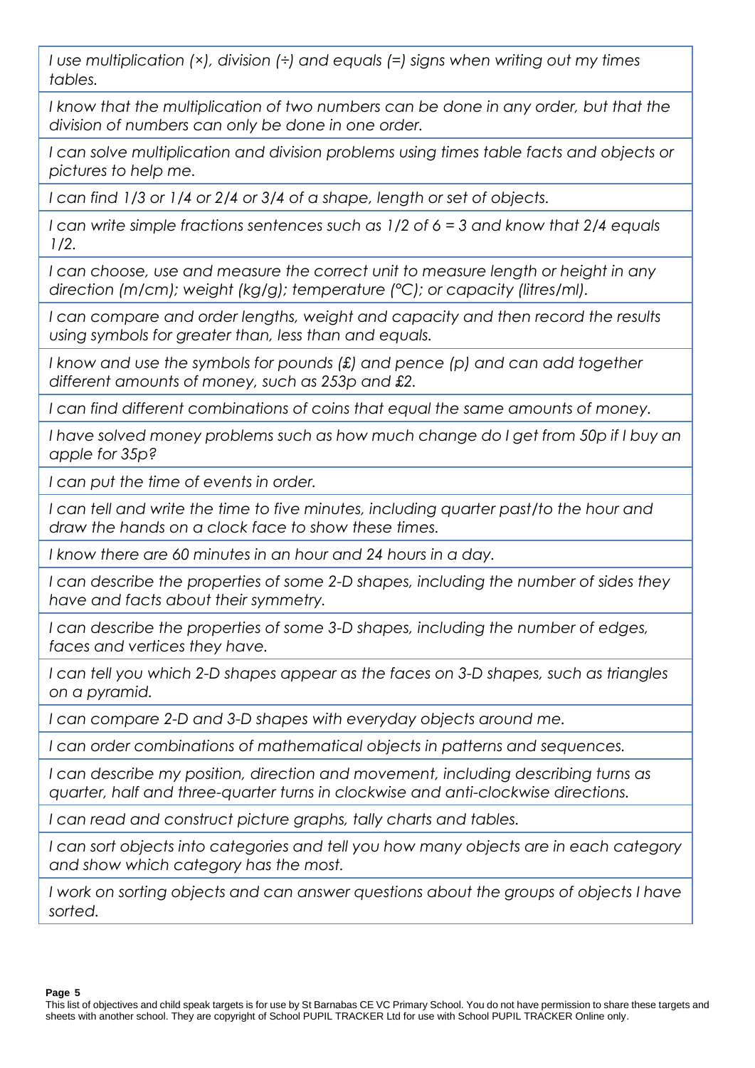*I use multiplication (×), division (÷) and equals (=) signs when writing out my times tables.*

*I know that the multiplication of two numbers can be done in any order, but that the division of numbers can only be done in one order.*

*I can solve multiplication and division problems using times table facts and objects or pictures to help me.*

*I can find* $1/3$ *or* $1/4$ *or* $2/4$ *or* $3/4$ *of a shape, length or set of objects.*

*I can write simple fractions sentences such as* $1/2$ *of* $6 = 3$ *and know that* $2/4$ *equals* $1/2$*.*

*I can choose, use and measure the correct unit to measure length or height in any direction (m/cm); weight (kg/g); temperature (°C); or capacity (litres/ml).*

*I can compare and order lengths, weight and capacity and then record the results using symbols for greater than, less than and equals.*

*I know and use the symbols for pounds (£) and pence (p) and can add together different amounts of money, such as 253p and £2.*

*I can find different combinations of coins that equal the same amounts of money.*

*I have solved money problems such as how much change do I get from 50p if I buy an apple for 35p?*

*I can put the time of events in order.*

*I can tell and write the time to five minutes, including quarter past/to the hour and draw the hands on a clock face to show these times.*

*I know there are 60 minutes in an hour and 24 hours in a day.*

*I can describe the properties of some 2-D shapes, including the number of sides they have and facts about their symmetry.*

*I can describe the properties of some 3-D shapes, including the number of edges, faces and vertices they have.*

*I can tell you which 2-D shapes appear as the faces on 3-D shapes, such as triangles on a pyramid.*

*I can compare 2-D and 3-D shapes with everyday objects around me.*

*I can order combinations of mathematical objects in patterns and sequences.*

*I can describe my position, direction and movement, including describing turns as quarter, half and three-quarter turns in clockwise and anti-clockwise directions.*

*I can read and construct picture graphs, tally charts and tables.*

*I can sort objects into categories and tell you how many objects are in each category and show which category has the most.*

*I work on sorting objects and can answer questions about the groups of objects I have sorted.*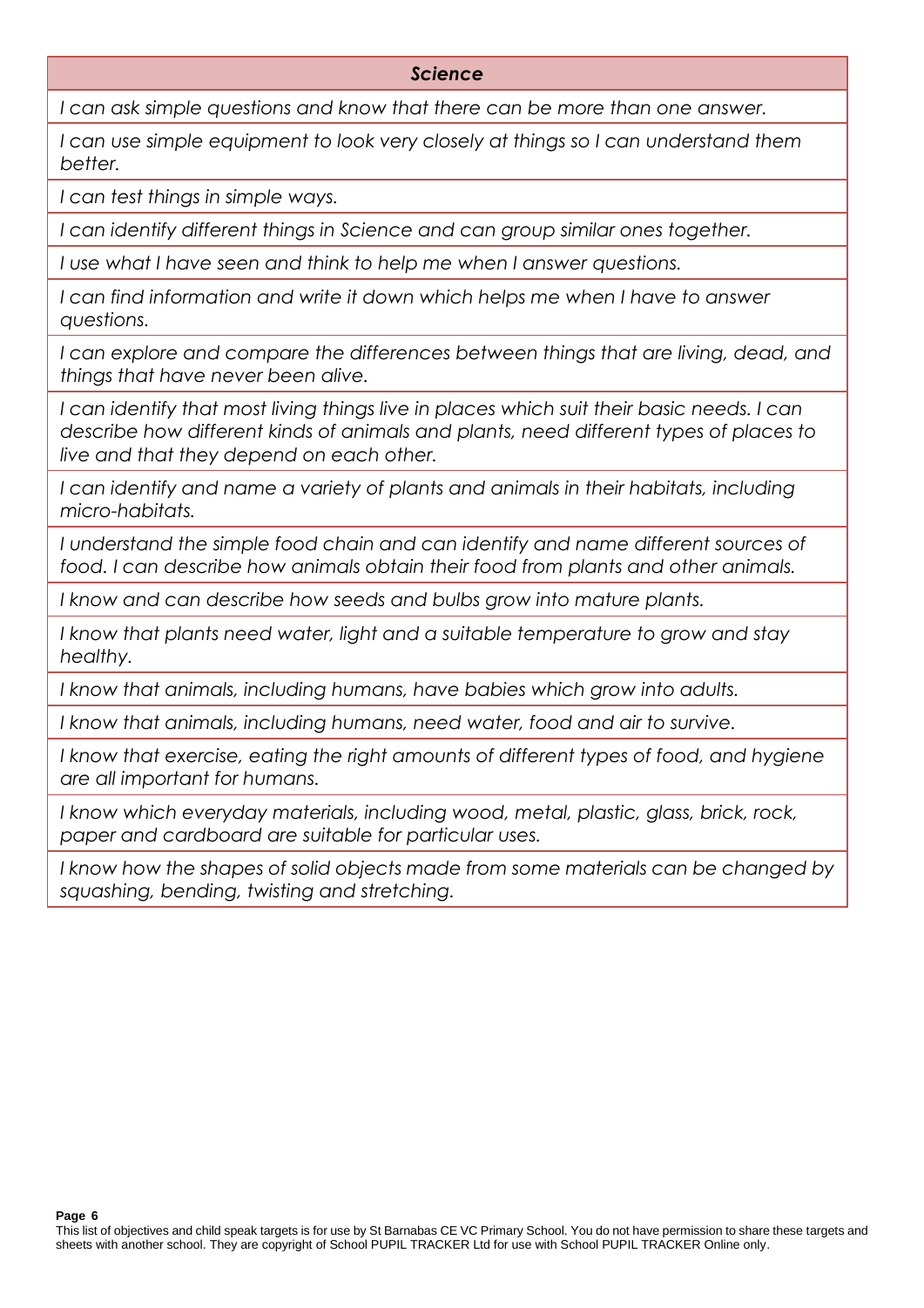| *Science* |
| --- |
| *I can ask simple questions and know that there can be more than one answer.* |
| *I can use simple equipment to look very closely at things so I can understand them better.* |
| *I can test things in simple ways.* |
| *I can identify different things in Science and can group similar ones together.* |
| *I use what I have seen and think to help me when I answer questions.* |
| *I can find information and write it down which helps me when I have to answer questions.* |
| *I can explore and compare the differences between things that are living, dead, and things that have never been alive.* |
| *I can identify that most living things live in places which suit their basic needs. I can describe how different kinds of animals and plants, need different types of places to live and that they depend on each other.* |
| *I can identify and name a variety of plants and animals in their habitats, including micro-habitats.* |
| *I understand the simple food chain and can identify and name different sources of food. I can describe how animals obtain their food from plants and other animals.* |
| *I know and can describe how seeds and bulbs grow into mature plants.* |
| *I know that plants need water, light and a suitable temperature to grow and stay healthy.* |
| *I know that animals, including humans, have babies which grow into adults.* |
| *I know that animals, including humans, need water, food and air to survive.* |
| *I know that exercise, eating the right amounts of different types of food, and hygiene are all important for humans.* |
| *I know which everyday materials, including wood, metal, plastic, glass, brick, rock, paper and cardboard are suitable for particular uses.* |
| *I know how the shapes of solid objects made from some materials can be changed by squashing, bending, twisting and stretching.* |